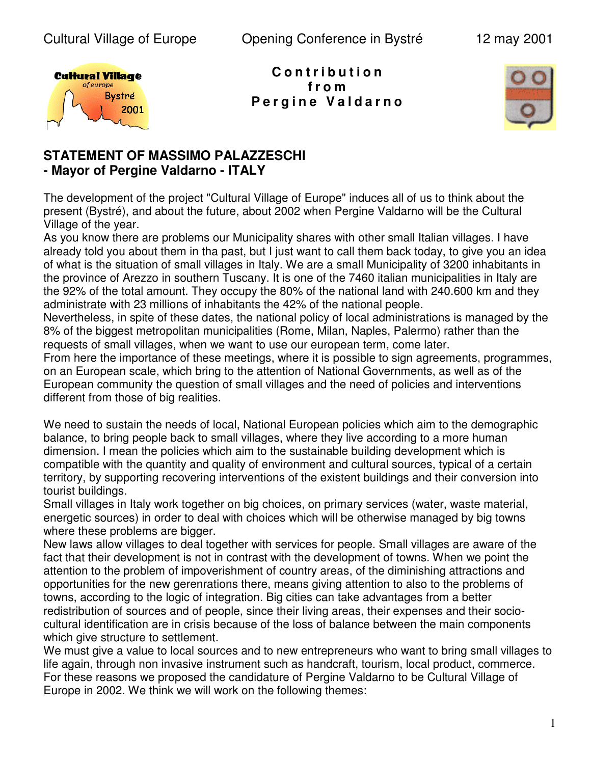**Contribution from Pergine Valdarno**

## STATEMENT OF MASSIMO PALAZZESCHI - Mayor of Pergine Valdarno - ITALY

The development of the project "Cultural Village of Europe" induces all of us to think about the present (Bystré), and about the future, about 2002 when Pergine Valdarno will be the Cultural Village of the year.
As you know there are problems our Municipality shares with other small Italian villages. I have already told you about them in tha past, but I just want to call them back today, to give you an idea of what is the situation of small villages in Italy. We are a small Municipality of 3200 inhabitants in the province of Arezzo in southern Tuscany. It is one of the 7460 italian municipalities in Italy are the 92% of the total amount. They occupy the 80% of the national land with 240.600 km and they administrate with 23 millions of inhabitants the 42% of the national people.
Nevertheless, in spite of these dates, the national policy of local administrations is managed by the 8% of the biggest metropolitan municipalities (Rome, Milan, Naples, Palermo) rather than the requests of small villages, when we want to use our european term, come later.
From here the importance of these meetings, where it is possible to sign agreements, programmes, on an European scale, which bring to the attention of National Governments, as well as of the European community the question of small villages and the need of policies and interventions different from those of big realities.

We need to sustain the needs of local, National European policies which aim to the demographic balance, to bring people back to small villages, where they live according to a more human dimension. I mean the policies which aim to the sustainable building development which is compatible with the quantity and quality of environment and cultural sources, typical of a certain territory, by supporting recovering interventions of the existent buildings and their conversion into tourist buildings.
Small villages in Italy work together on big choices, on primary services (water, waste material, energetic sources) in order to deal with choices which will be otherwise managed by big towns where these problems are bigger.
New laws allow villages to deal together with services for people. Small villages are aware of the fact that their development is not in contrast with the development of towns. When we point the attention to the problem of impoverishment of country areas, of the diminishing attractions and opportunities for the new gerenrations there, means giving attention to also to the problems of towns, according to the logic of integration. Big cities can take advantages from a better redistribution of sources and of people, since their living areas, their expenses and their socio-cultural identification are in crisis because of the loss of balance between the main components which give structure to settlement.
We must give a value to local sources and to new entrepreneurs who want to bring small villages to life again, through non invasive instrument such as handcraft, tourism, local product, commerce.
For these reasons we proposed the candidature of Pergine Valdarno to be Cultural Village of Europe in 2002. We think we will work on the following themes: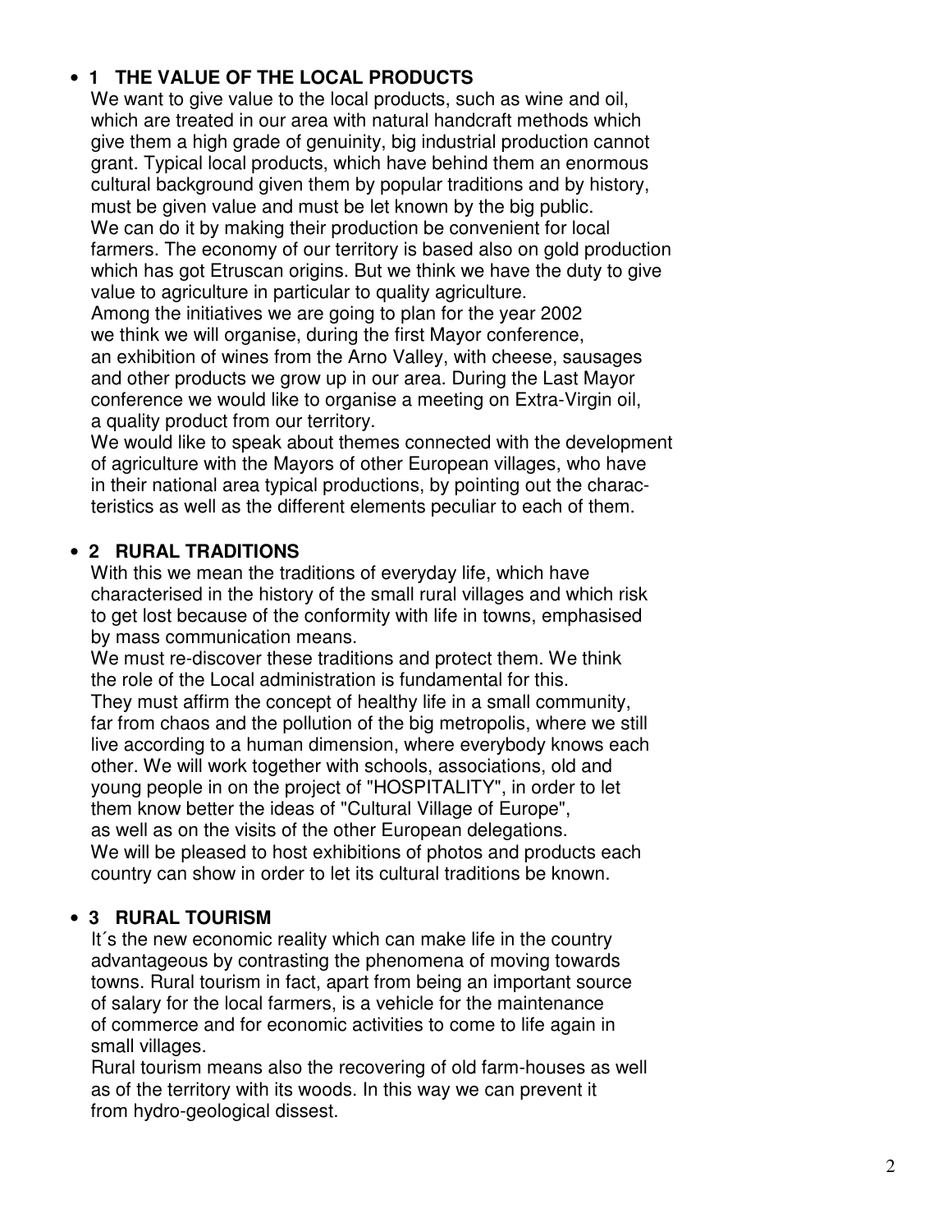- **1 THE VALUE OF THE LOCAL PRODUCTS**

  We want to give value to the local products, such as wine and oil, which are treated in our area with natural handcraft methods which give them a high grade of genuinity, big industrial production cannot grant. Typical local products, which have behind them an enormous cultural background given them by popular traditions and by history, must be given value and must be let known by the big public. We can do it by making their production be convenient for local farmers. The economy of our territory is based also on gold production which has got Etruscan origins. But we think we have the duty to give value to agriculture in particular to quality agriculture. Among the initiatives we are going to plan for the year 2002 we think we will organise, during the first Mayor conference, an exhibition of wines from the Arno Valley, with cheese, sausages and other products we grow up in our area. During the Last Mayor conference we would like to organise a meeting on Extra-Virgin oil, a quality product from our territory. We would like to speak about themes connected with the development of agriculture with the Mayors of other European villages, who have in their national area typical productions, by pointing out the characteristics as well as the different elements peculiar to each of them.

- **2 RURAL TRADITIONS**

  With this we mean the traditions of everyday life, which have characterised in the history of the small rural villages and which risk to get lost because of the conformity with life in towns, emphasised by mass communication means. We must re-discover these traditions and protect them. We think the role of the Local administration is fundamental for this. They must affirm the concept of healthy life in a small community, far from chaos and the pollution of the big metropolis, where we still live according to a human dimension, where everybody knows each other. We will work together with schools, associations, old and young people in on the project of "HOSPITALITY", in order to let them know better the ideas of "Cultural Village of Europe", as well as on the visits of the other European delegations. We will be pleased to host exhibitions of photos and products each country can show in order to let its cultural traditions be known.

- **3 RURAL TOURISM**

  It´s the new economic reality which can make life in the country advantageous by contrasting the phenomena of moving towards towns. Rural tourism in fact, apart from being an important source of salary for the local farmers, is a vehicle for the maintenance of commerce and for economic activities to come to life again in small villages. Rural tourism means also the recovering of old farm-houses as well as of the territory with its woods. In this way we can prevent it from hydro-geological dissest.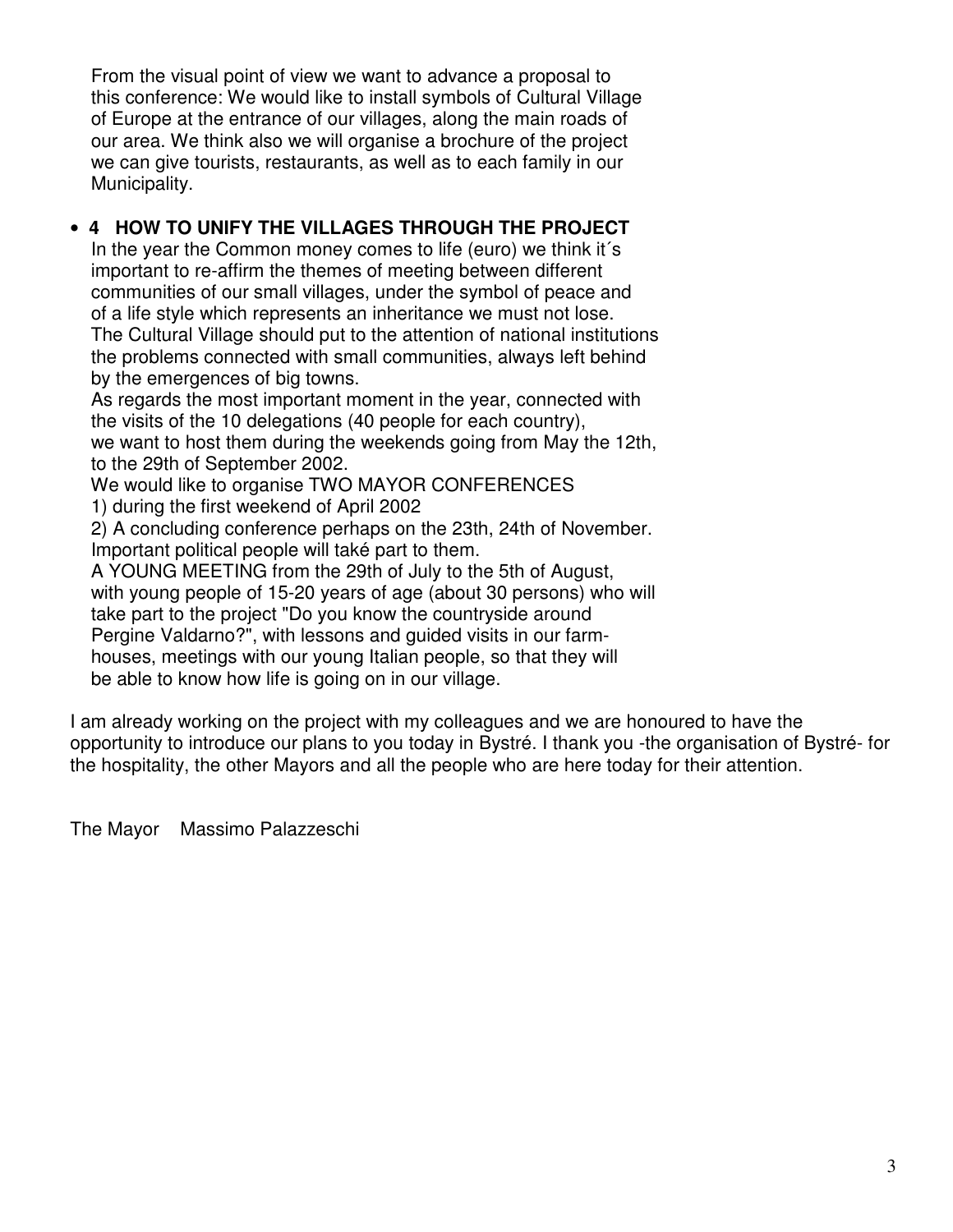From the visual point of view we want to advance a proposal to this conference: We would like to install symbols of Cultural Village of Europe at the entrance of our villages, along the main roads of our area. We think also we will organise a brochure of the project we can give tourists, restaurants, as well as to each family in our Municipality.

- **4 HOW TO UNIFY THE VILLAGES THROUGH THE PROJECT**

  In the year the Common money comes to life (euro) we think it´s important to re-affirm the themes of meeting between different communities of our small villages, under the symbol of peace and of a life style which represents an inheritance we must not lose. The Cultural Village should put to the attention of national institutions the problems connected with small communities, always left behind by the emergences of big towns.

  As regards the most important moment in the year, connected with the visits of the 10 delegations (40 people for each country), we want to host them during the weekends going from May the 12th, to the 29th of September 2002.

  We would like to organise TWO MAYOR CONFERENCES

  1) during the first weekend of April 2002

  2) A concluding conference perhaps on the 23th, 24th of November. Important political people will také part to them.

  A YOUNG MEETING from the 29th of July to the 5th of August, with young people of 15-20 years of age (about 30 persons) who will take part to the project "Do you know the countryside around Pergine Valdarno?", with lessons and guided visits in our farm-houses, meetings with our young Italian people, so that they will be able to know how life is going on in our village.

I am already working on the project with my colleagues and we are honoured to have the opportunity to introduce our plans to you today in Bystré. I thank you -the organisation of Bystré- for the hospitality, the other Mayors and all the people who are here today for their attention.

The Mayor Massimo Palazzeschi